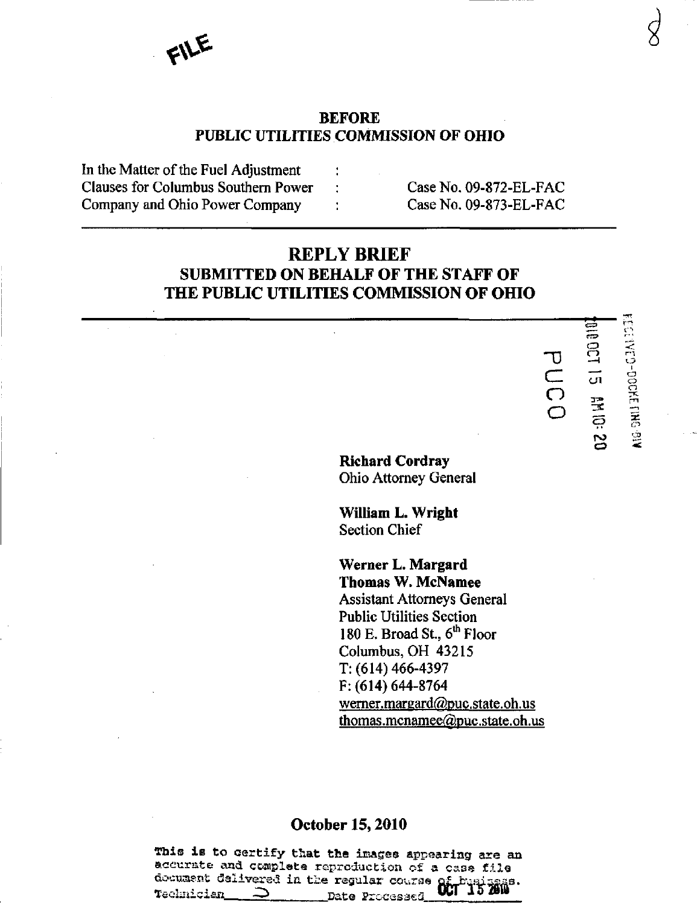FILE

**BEFORE**
**PUBLIC UTILITIES COMMISSION OF OHIO**

| In the Matter of the Fuel Adjustment | : | |
|---|---|---|
| Clauses for Columbus Southern Power | : | Case No. 09-872-EL-FAC |
| Company and Ohio Power Company | : | Case No. 09-873-EL-FAC |

# REPLY BRIEF

## SUBMITTED ON BEHALF OF THE STAFF OF THE PUBLIC UTILITIES COMMISSION OF OHIO

RECEIVED-DOCKETING DIV

2010 OCT 15 AM 10: 20

PUCO

**Richard Cordray**
Ohio Attorney General

**William L. Wright**
Section Chief

**Werner L. Margard**
**Thomas W. McNamee**
Assistant Attorneys General
Public Utilities Section
180 E. Broad St., 6th Floor
Columbus, OH 43215
T: (614) 466-4397
F: (614) 644-8764
werner.margard@puc.state.oh.us
thomas.mcnamee@puc.state.oh.us

**October 15, 2010**

This is to certify that the images appearing are an accurate and complete reproduction of a case file document delivered in the regular course of business.
Technician ___ Date Processed OCT 15 2010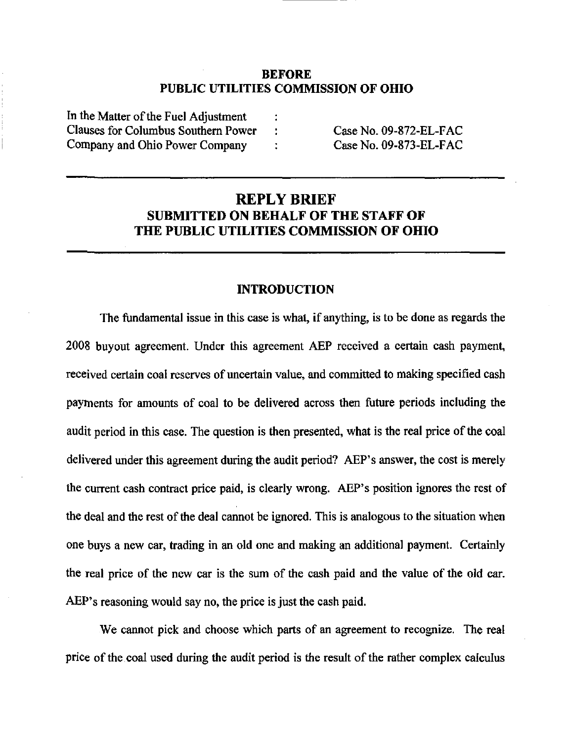**BEFORE**
**PUBLIC UTILITIES COMMISSION OF OHIO**

| | | |
|---|---|---|
| In the Matter of the Fuel Adjustment | : | |
| Clauses for Columbus Southern Power | : | Case No. 09-872-EL-FAC |
| Company and Ohio Power Company | : | Case No. 09-873-EL-FAC |

---

# REPLY BRIEF
## SUBMITTED ON BEHALF OF THE STAFF OF THE PUBLIC UTILITIES COMMISSION OF OHIO

---

### INTRODUCTION

The fundamental issue in this case is what, if anything, is to be done as regards the 2008 buyout agreement. Under this agreement AEP received a certain cash payment, received certain coal reserves of uncertain value, and committed to making specified cash payments for amounts of coal to be delivered across then future periods including the audit period in this case. The question is then presented, what is the real price of the coal delivered under this agreement during the audit period? AEP's answer, the cost is merely the current cash contract price paid, is clearly wrong. AEP's position ignores the rest of the deal and the rest of the deal cannot be ignored. This is analogous to the situation when one buys a new car, trading in an old one and making an additional payment. Certainly the real price of the new car is the sum of the cash paid and the value of the old car. AEP's reasoning would say no, the price is just the cash paid.

We cannot pick and choose which parts of an agreement to recognize. The real price of the coal used during the audit period is the result of the rather complex calculus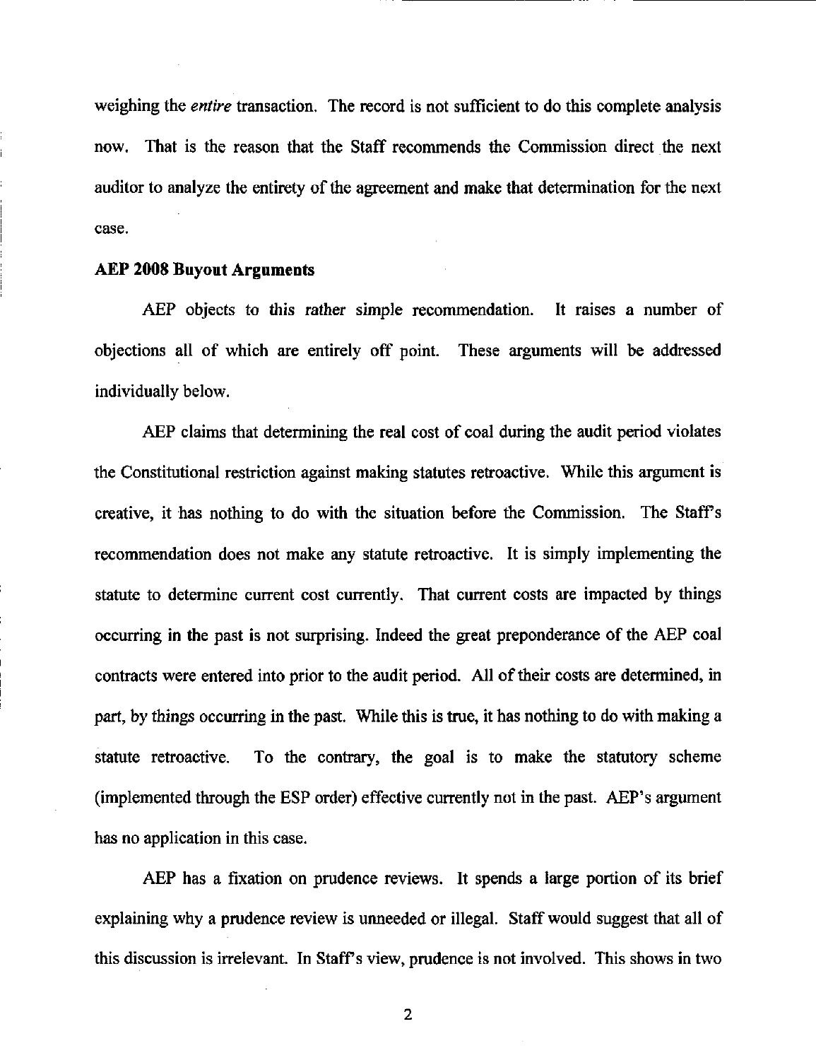weighing the *entire* transaction. The record is not sufficient to do this complete analysis now. That is the reason that the Staff recommends the Commission direct the next auditor to analyze the entirety of the agreement and make that determination for the next case.

**AEP 2008 Buyout Arguments**

AEP objects to this rather simple recommendation. It raises a number of objections all of which are entirely off point. These arguments will be addressed individually below.

AEP claims that determining the real cost of coal during the audit period violates the Constitutional restriction against making statutes retroactive. While this argument is creative, it has nothing to do with the situation before the Commission. The Staff's recommendation does not make any statute retroactive. It is simply implementing the statute to determine current cost currently. That current costs are impacted by things occurring in the past is not surprising. Indeed the great preponderance of the AEP coal contracts were entered into prior to the audit period. All of their costs are determined, in part, by things occurring in the past. While this is true, it has nothing to do with making a statute retroactive. To the contrary, the goal is to make the statutory scheme (implemented through the ESP order) effective currently not in the past. AEP's argument has no application in this case.

AEP has a fixation on prudence reviews. It spends a large portion of its brief explaining why a prudence review is unneeded or illegal. Staff would suggest that all of this discussion is irrelevant. In Staff's view, prudence is not involved. This shows in two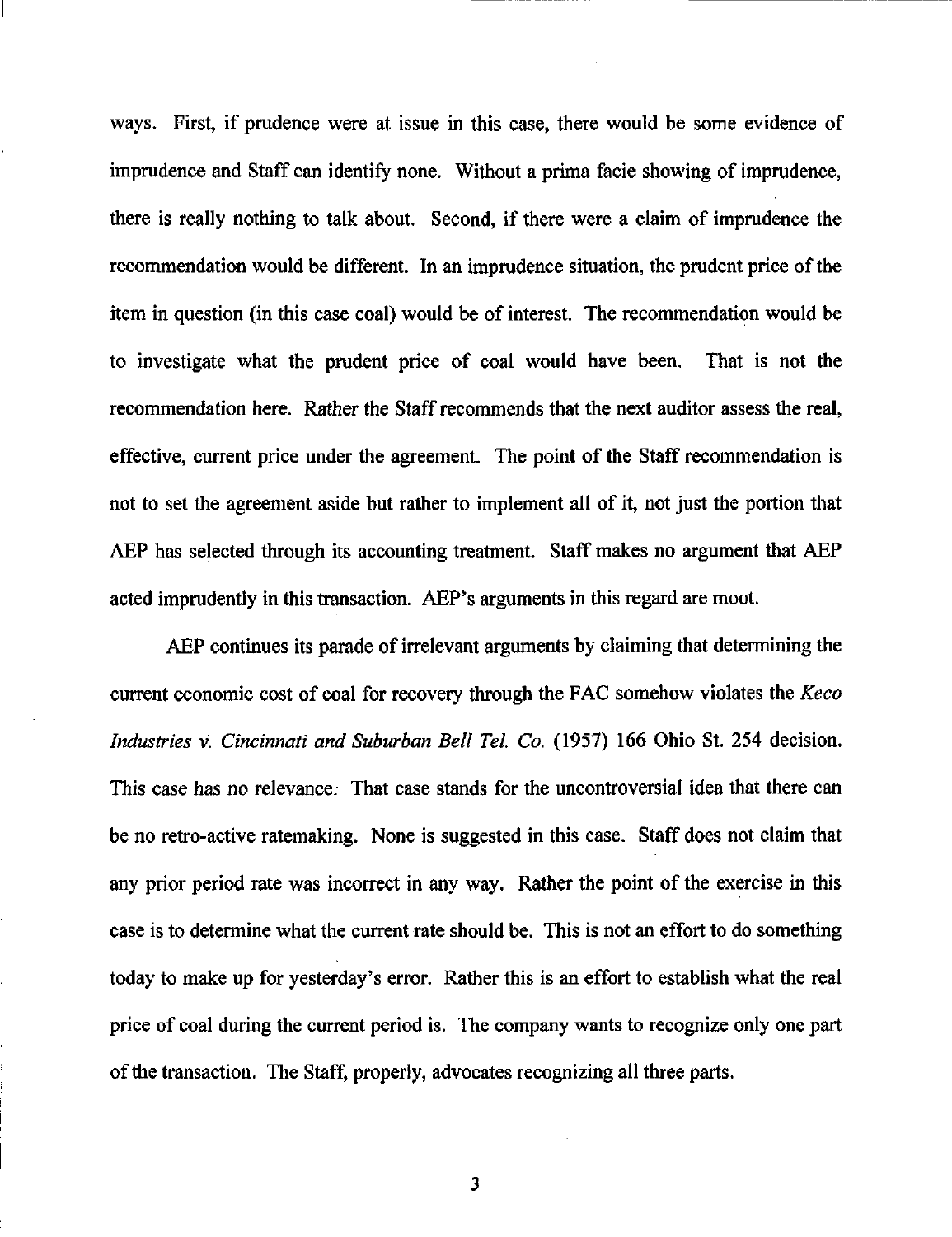ways. First, if prudence were at issue in this case, there would be some evidence of imprudence and Staff can identify none. Without a prima facie showing of imprudence, there is really nothing to talk about. Second, if there were a claim of imprudence the recommendation would be different. In an imprudence situation, the prudent price of the item in question (in this case coal) would be of interest. The recommendation would be to investigate what the prudent price of coal would have been. That is not the recommendation here. Rather the Staff recommends that the next auditor assess the real, effective, current price under the agreement. The point of the Staff recommendation is not to set the agreement aside but rather to implement all of it, not just the portion that AEP has selected through its accounting treatment. Staff makes no argument that AEP acted imprudently in this transaction. AEP's arguments in this regard are moot.

AEP continues its parade of irrelevant arguments by claiming that determining the current economic cost of coal for recovery through the FAC somehow violates the *Keco Industries v. Cincinnati and Suburban Bell Tel. Co.* (1957) 166 Ohio St. 254 decision. This case has no relevance. That case stands for the uncontroversial idea that there can be no retro-active ratemaking. None is suggested in this case. Staff does not claim that any prior period rate was incorrect in any way. Rather the point of the exercise in this case is to determine what the current rate should be. This is not an effort to do something today to make up for yesterday's error. Rather this is an effort to establish what the real price of coal during the current period is. The company wants to recognize only one part of the transaction. The Staff, properly, advocates recognizing all three parts.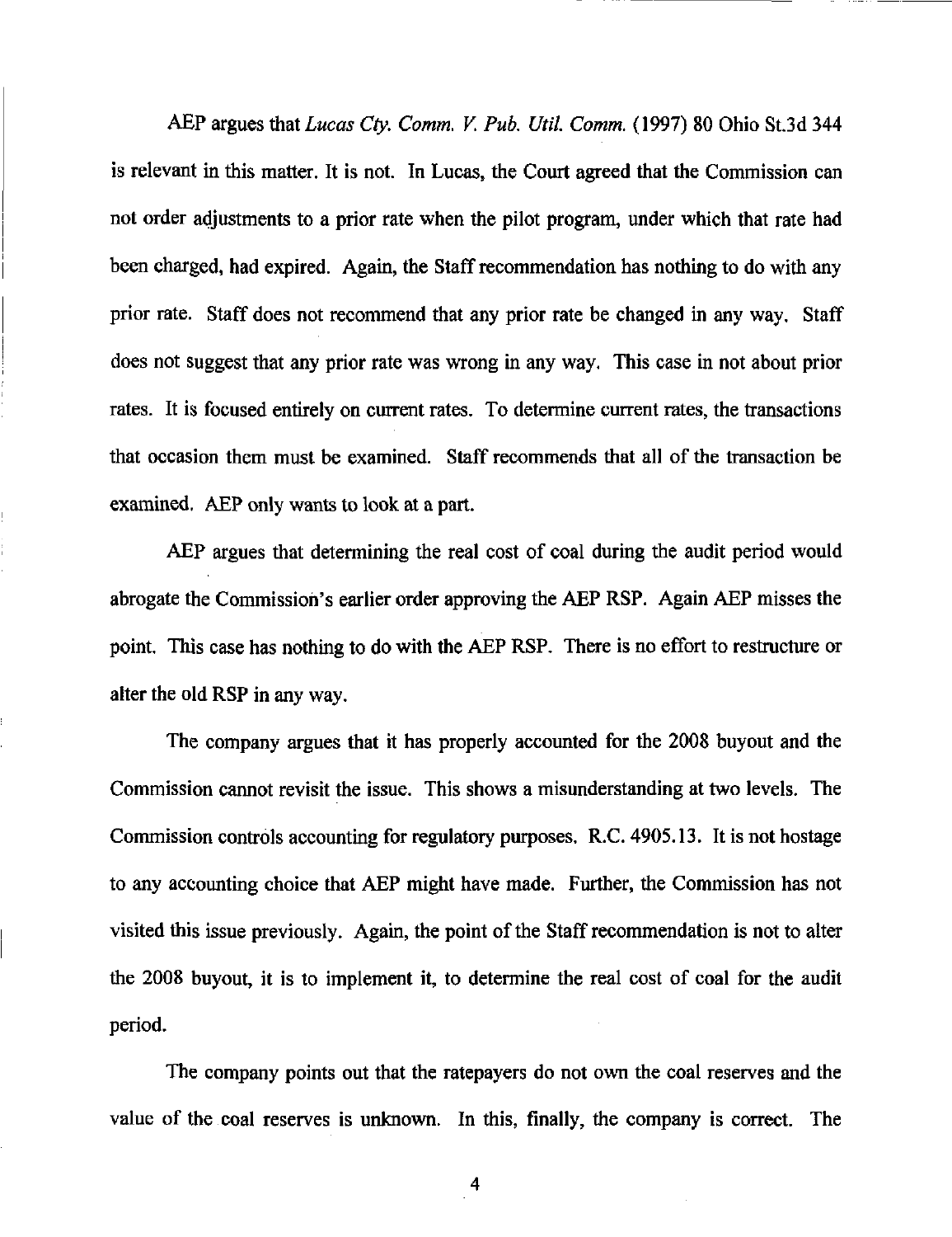AEP argues that *Lucas Cty. Comm. V. Pub. Util. Comm.* (1997) 80 Ohio St.3d 344 is relevant in this matter. It is not. In Lucas, the Court agreed that the Commission can not order adjustments to a prior rate when the pilot program, under which that rate had been charged, had expired. Again, the Staff recommendation has nothing to do with any prior rate. Staff does not recommend that any prior rate be changed in any way. Staff does not suggest that any prior rate was wrong in any way. This case in not about prior rates. It is focused entirely on current rates. To determine current rates, the transactions that occasion them must be examined. Staff recommends that all of the transaction be examined. AEP only wants to look at a part.

AEP argues that determining the real cost of coal during the audit period would abrogate the Commission's earlier order approving the AEP RSP. Again AEP misses the point. This case has nothing to do with the AEP RSP. There is no effort to restructure or alter the old RSP in any way.

The company argues that it has properly accounted for the 2008 buyout and the Commission cannot revisit the issue. This shows a misunderstanding at two levels. The Commission controls accounting for regulatory purposes. R.C. 4905.13. It is not hostage to any accounting choice that AEP might have made. Further, the Commission has not visited this issue previously. Again, the point of the Staff recommendation is not to alter the 2008 buyout, it is to implement it, to determine the real cost of coal for the audit period.

The company points out that the ratepayers do not own the coal reserves and the value of the coal reserves is unknown. In this, finally, the company is correct. The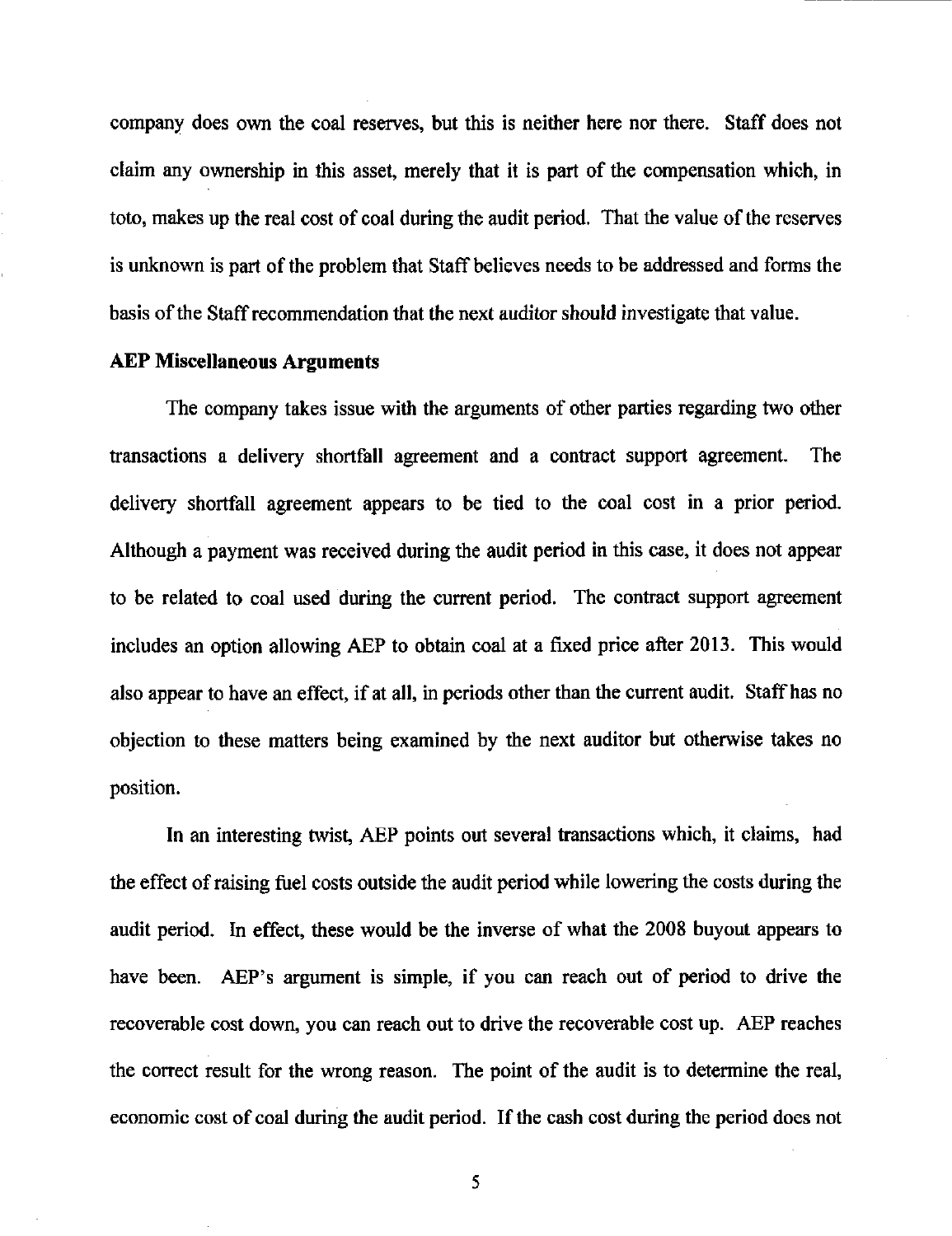company does own the coal reserves, but this is neither here nor there. Staff does not claim any ownership in this asset, merely that it is part of the compensation which, in toto, makes up the real cost of coal during the audit period. That the value of the reserves is unknown is part of the problem that Staff believes needs to be addressed and forms the basis of the Staff recommendation that the next auditor should investigate that value.

**AEP Miscellaneous Arguments**

The company takes issue with the arguments of other parties regarding two other transactions a delivery shortfall agreement and a contract support agreement. The delivery shortfall agreement appears to be tied to the coal cost in a prior period. Although a payment was received during the audit period in this case, it does not appear to be related to coal used during the current period. The contract support agreement includes an option allowing AEP to obtain coal at a fixed price after 2013. This would also appear to have an effect, if at all, in periods other than the current audit. Staff has no objection to these matters being examined by the next auditor but otherwise takes no position.

In an interesting twist, AEP points out several transactions which, it claims, had the effect of raising fuel costs outside the audit period while lowering the costs during the audit period. In effect, these would be the inverse of what the 2008 buyout appears to have been. AEP's argument is simple, if you can reach out of period to drive the recoverable cost down, you can reach out to drive the recoverable cost up. AEP reaches the correct result for the wrong reason. The point of the audit is to determine the real, economic cost of coal during the audit period. If the cash cost during the period does not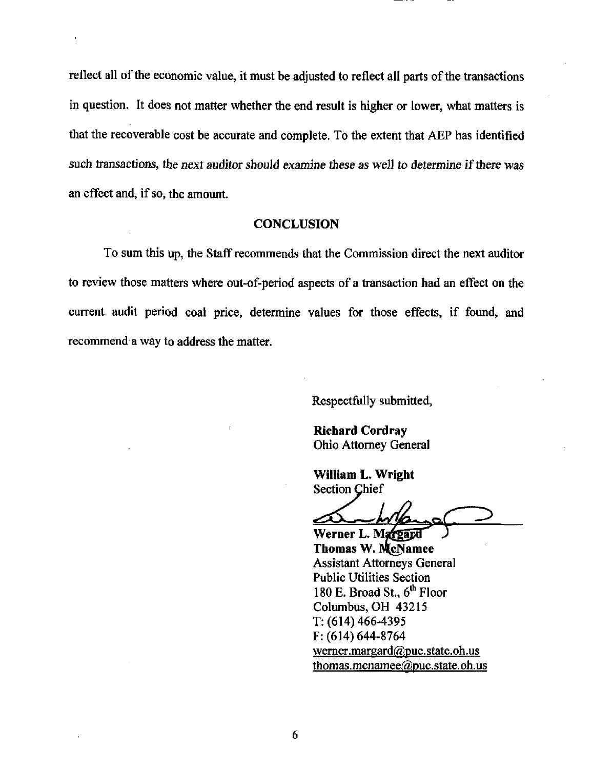reflect all of the economic value, it must be adjusted to reflect all parts of the transactions in question. It does not matter whether the end result is higher or lower, what matters is that the recoverable cost be accurate and complete. To the extent that AEP has identified such transactions, the next auditor should examine these as well to determine if there was an effect and, if so, the amount.

## CONCLUSION

To sum this up, the Staff recommends that the Commission direct the next auditor to review those matters where out-of-period aspects of a transaction had an effect on the current audit period coal price, determine values for those effects, if found, and recommend a way to address the matter.

Respectfully submitted,

**Richard Cordray**
Ohio Attorney General

**William L. Wright**
Section Chief

**Werner L. Margard**
**Thomas W. McNamee**
Assistant Attorneys General
Public Utilities Section
180 E. Broad St., 6th Floor
Columbus, OH 43215
T: (614) 466-4395
F: (614) 644-8764
werner.margard@puc.state.oh.us
thomas.mcnamee@puc.state.oh.us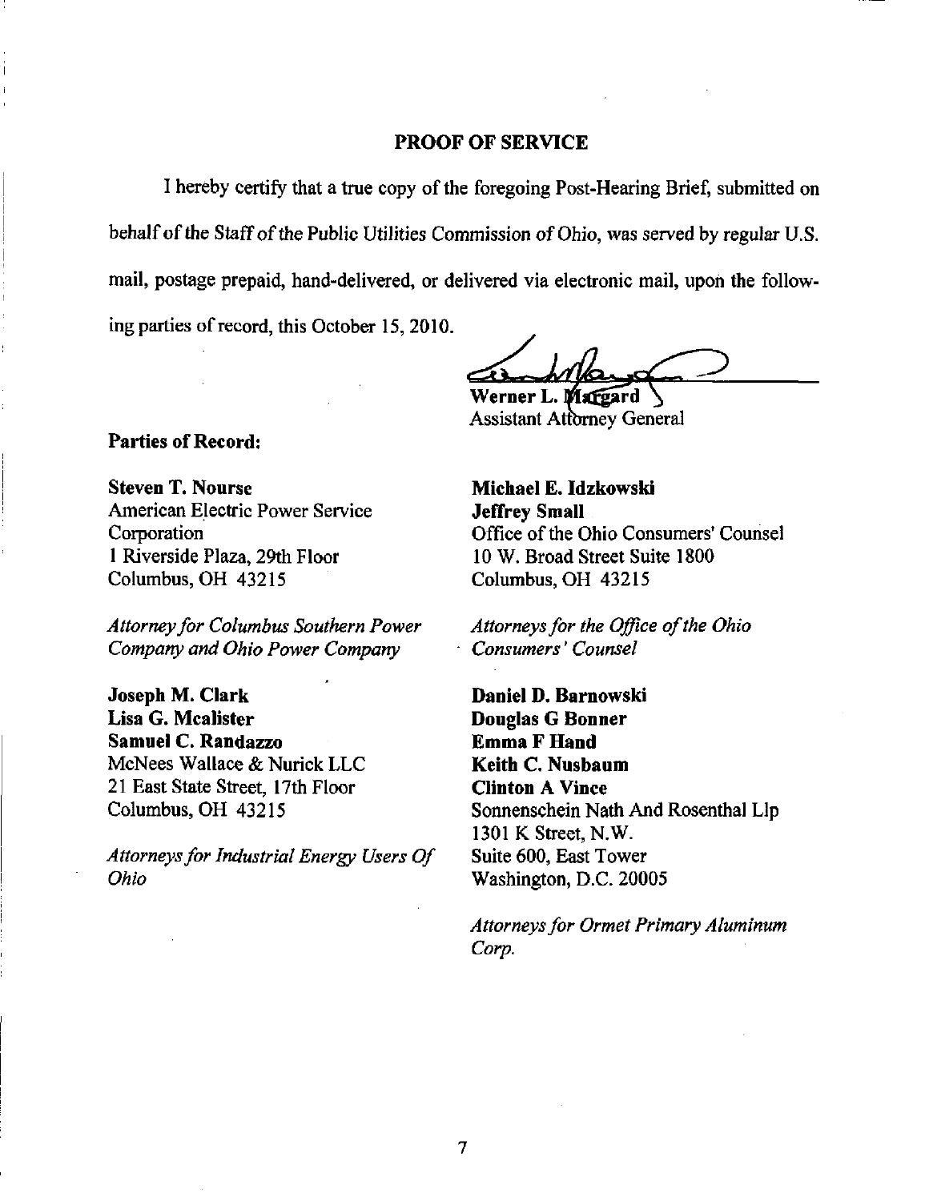## PROOF OF SERVICE

I hereby certify that a true copy of the foregoing Post-Hearing Brief, submitted on behalf of the Staff of the Public Utilities Commission of Ohio, was served by regular U.S. mail, postage prepaid, hand-delivered, or delivered via electronic mail, upon the following parties of record, this October 15, 2010.

**Werner L. Margard**
Assistant Attorney General

**Parties of Record:**

**Steven T. Nourse**
American Electric Power Service Corporation
1 Riverside Plaza, 29th Floor
Columbus, OH 43215

*Attorney for Columbus Southern Power Company and Ohio Power Company*

**Michael E. Idzkowski**
**Jeffrey Small**
Office of the Ohio Consumers' Counsel
10 W. Broad Street Suite 1800
Columbus, OH 43215

*Attorneys for the Office of the Ohio Consumers' Counsel*

**Joseph M. Clark**
**Lisa G. Mcalister**
**Samuel C. Randazzo**
McNees Wallace & Nurick LLC
21 East State Street, 17th Floor
Columbus, OH 43215

*Attorneys for Industrial Energy Users Of Ohio*

**Daniel D. Barnowski**
**Douglas G Bonner**
**Emma F Hand**
**Keith C. Nusbaum**
**Clinton A Vince**
Sonnenschein Nath And Rosenthal Llp
1301 K Street, N.W.
Suite 600, East Tower
Washington, D.C. 20005

*Attorneys for Ormet Primary Aluminum Corp.*